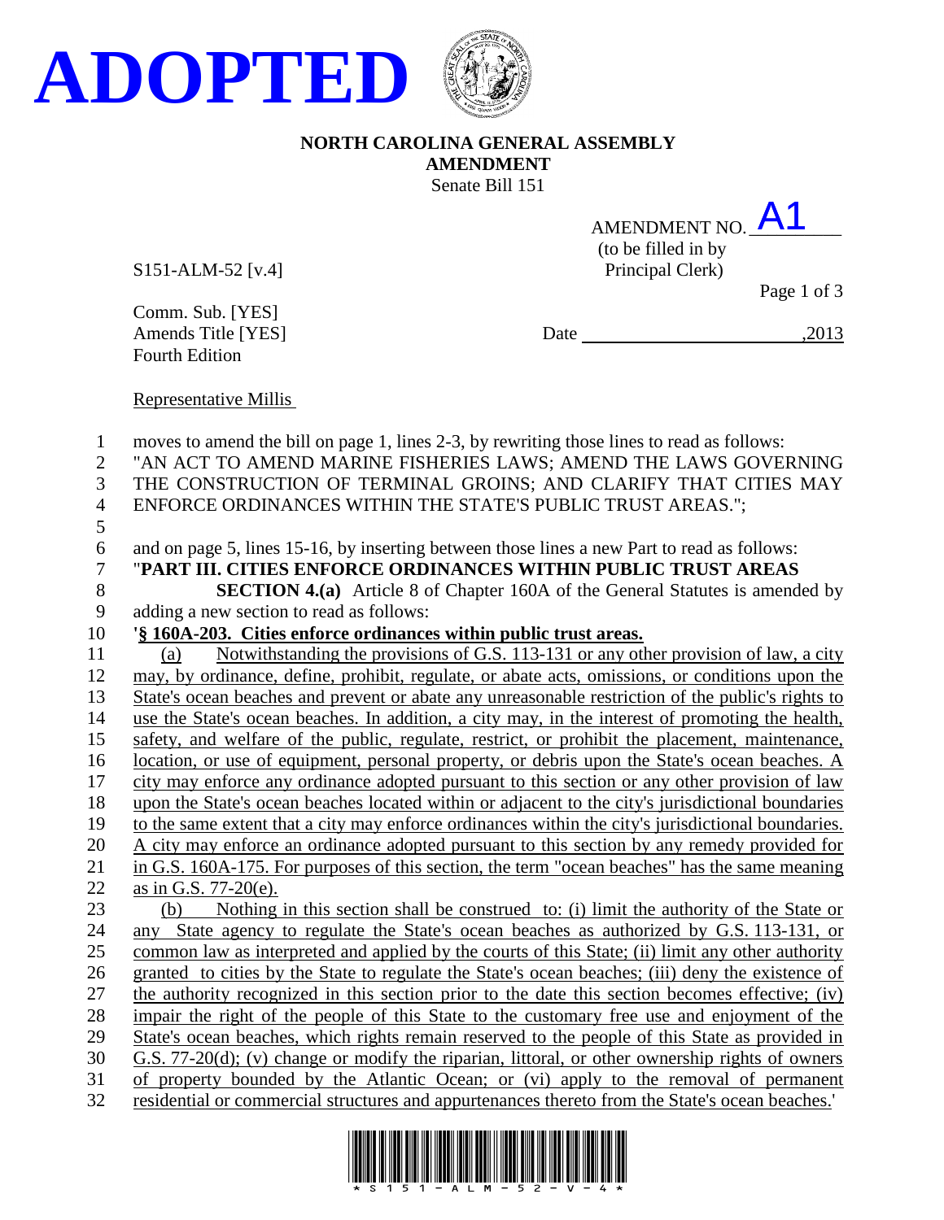# ADOPTED

**NORTH CAROLINA GENERAL ASSEMBLY**
**AMENDMENT**
Senate Bill 151

AMENDMENT NO. A1
(to be filled in by Principal Clerk)

S151-ALM-52 [v.4]

Comm. Sub. [YES]
Amends Title [YES]
Fourth Edition

Date ______________________,2013

Representative Millis

moves to amend the bill on page 1, lines 2-3, by rewriting those lines to read as follows:
"AN ACT TO AMEND MARINE FISHERIES LAWS; AMEND THE LAWS GOVERNING THE CONSTRUCTION OF TERMINAL GROINS; AND CLARIFY THAT CITIES MAY ENFORCE ORDINANCES WITHIN THE STATE'S PUBLIC TRUST AREAS.";

and on page 5, lines 15-16, by inserting between those lines a new Part to read as follows:
"**PART III. CITIES ENFORCE ORDINANCES WITHIN PUBLIC TRUST AREAS**

**SECTION 4.(a)** Article 8 of Chapter 160A of the General Statutes is amended by adding a new section to read as follows:

**'§ 160A-203. Cities enforce ordinances within public trust areas.**

(a) Notwithstanding the provisions of G.S. 113-131 or any other provision of law, a city may, by ordinance, define, prohibit, regulate, or abate acts, omissions, or conditions upon the State's ocean beaches and prevent or abate any unreasonable restriction of the public's rights to use the State's ocean beaches. In addition, a city may, in the interest of promoting the health, safety, and welfare of the public, regulate, restrict, or prohibit the placement, maintenance, location, or use of equipment, personal property, or debris upon the State's ocean beaches. A city may enforce any ordinance adopted pursuant to this section or any other provision of law upon the State's ocean beaches located within or adjacent to the city's jurisdictional boundaries to the same extent that a city may enforce ordinances within the city's jurisdictional boundaries. A city may enforce an ordinance adopted pursuant to this section by any remedy provided for in G.S. 160A-175. For purposes of this section, the term "ocean beaches" has the same meaning as in G.S. 77-20(e).

(b) Nothing in this section shall be construed to: (i) limit the authority of the State or any State agency to regulate the State's ocean beaches as authorized by G.S. 113-131, or common law as interpreted and applied by the courts of this State; (ii) limit any other authority granted to cities by the State to regulate the State's ocean beaches; (iii) deny the existence of the authority recognized in this section prior to the date this section becomes effective; (iv) impair the right of the people of this State to the customary free use and enjoyment of the State's ocean beaches, which rights remain reserved to the people of this State as provided in G.S. 77-20(d); (v) change or modify the riparian, littoral, or other ownership rights of owners of property bounded by the Atlantic Ocean; or (vi) apply to the removal of permanent residential or commercial structures and appurtenances thereto from the State's ocean beaches.'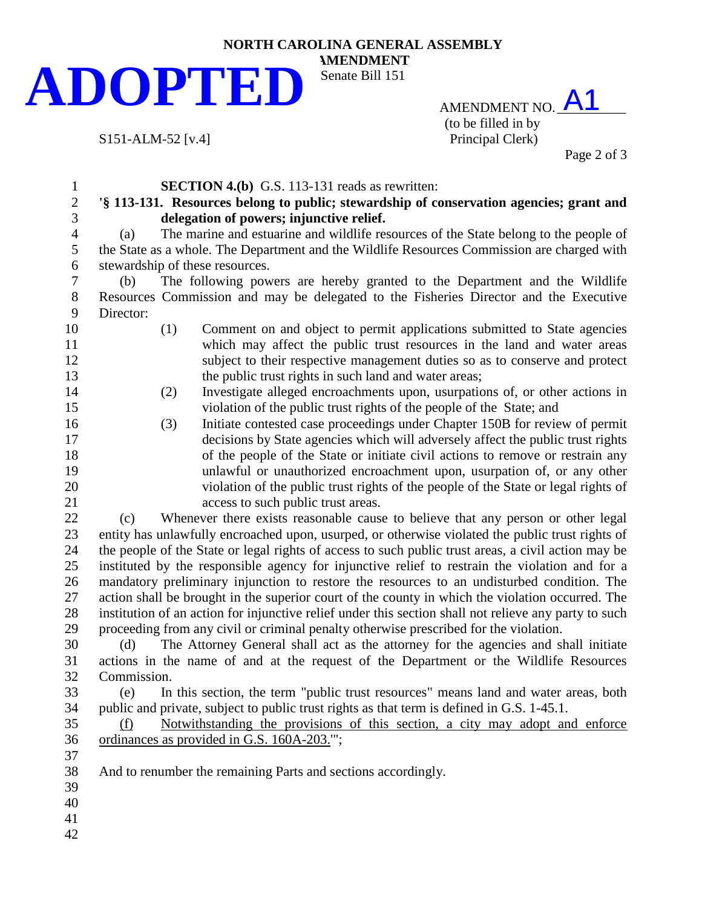**NORTH CAROLINA GENERAL ASSEMBLY**
**AMENDMENT**
Senate Bill 151

# ADOPTED

S151-ALM-52 [v.4]

AMENDMENT NO. A1
(to be filled in by Principal Clerk)

**SECTION 4.(b)** G.S. 113-131 reads as rewritten:

**'§ 113-131. Resources belong to public; stewardship of conservation agencies; grant and delegation of powers; injunctive relief.**

(a) The marine and estuarine and wildlife resources of the State belong to the people of the State as a whole. The Department and the Wildlife Resources Commission are charged with stewardship of these resources.

(b) The following powers are hereby granted to the Department and the Wildlife Resources Commission and may be delegated to the Fisheries Director and the Executive Director:

(1) Comment on and object to permit applications submitted to State agencies which may affect the public trust resources in the land and water areas subject to their respective management duties so as to conserve and protect the public trust rights in such land and water areas;

(2) Investigate alleged encroachments upon, usurpations of, or other actions in violation of the public trust rights of the people of the State; and

(3) Initiate contested case proceedings under Chapter 150B for review of permit decisions by State agencies which will adversely affect the public trust rights of the people of the State or initiate civil actions to remove or restrain any unlawful or unauthorized encroachment upon, usurpation of, or any other violation of the public trust rights of the people of the State or legal rights of access to such public trust areas.

(c) Whenever there exists reasonable cause to believe that any person or other legal entity has unlawfully encroached upon, usurped, or otherwise violated the public trust rights of the people of the State or legal rights of access to such public trust areas, a civil action may be instituted by the responsible agency for injunctive relief to restrain the violation and for a mandatory preliminary injunction to restore the resources to an undisturbed condition. The action shall be brought in the superior court of the county in which the violation occurred. The institution of an action for injunctive relief under this section shall not relieve any party to such proceeding from any civil or criminal penalty otherwise prescribed for the violation.

(d) The Attorney General shall act as the attorney for the agencies and shall initiate actions in the name of and at the request of the Department or the Wildlife Resources Commission.

(e) In this section, the term "public trust resources" means land and water areas, both public and private, subject to public trust rights as that term is defined in G.S. 1-45.1.

<u>(f) Notwithstanding the provisions of this section, a city may adopt and enforce ordinances as provided in G.S. 160A-203.</u>'";

And to renumber the remaining Parts and sections accordingly.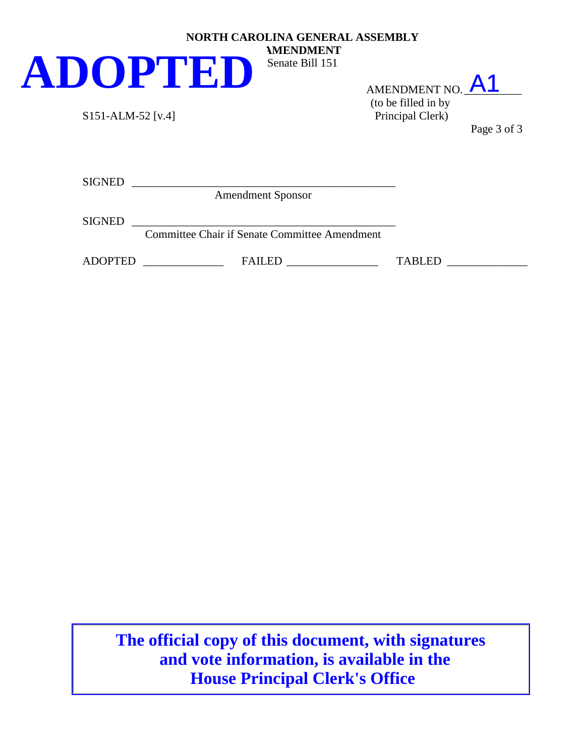**NORTH CAROLINA GENERAL ASSEMBLY**
**AMENDMENT**
Senate Bill 151

# ADOPTED

S151-ALM-52 [v.4]

AMENDMENT NO. A1
(to be filled in by Principal Clerk)

SIGNED ______________________________________________
Amendment Sponsor

SIGNED ______________________________________________
Committee Chair if Senate Committee Amendment

ADOPTED _____________ FAILED _______________ TABLED _____________

**The official copy of this document, with signatures and vote information, is available in the House Principal Clerk's Office**